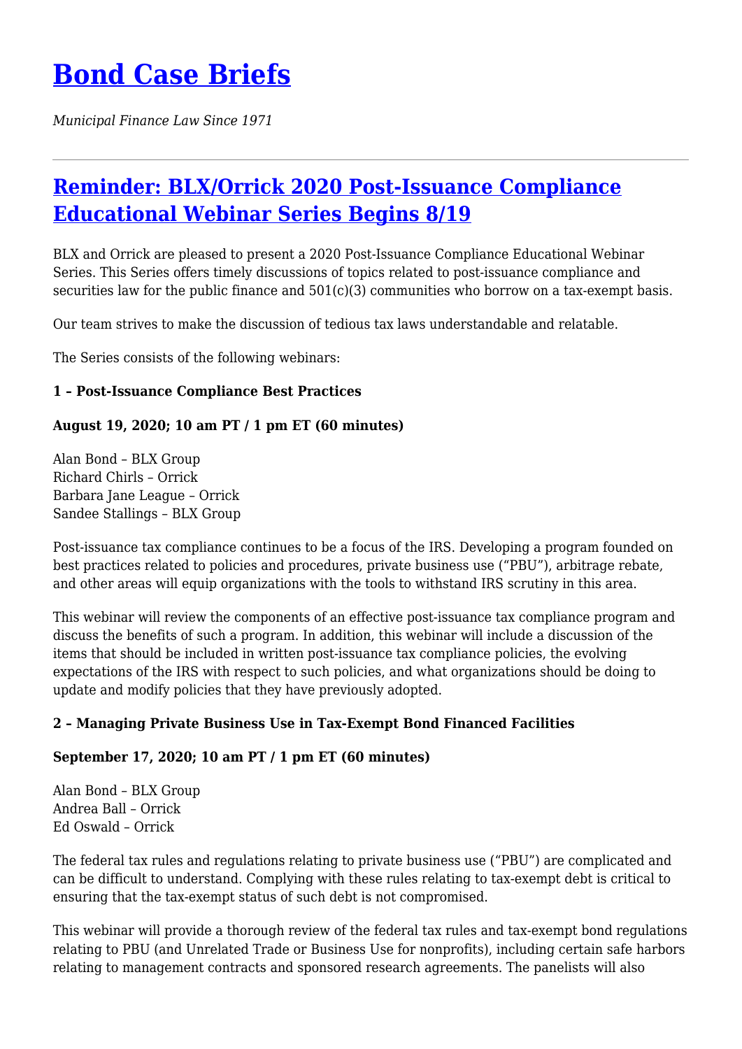# Bond Case Briefs

*Municipal Finance Law Since 1971*

---

## Reminder: BLX/Orrick 2020 Post-Issuance Compliance Educational Webinar Series Begins 8/19

BLX and Orrick are pleased to present a 2020 Post-Issuance Compliance Educational Webinar Series. This Series offers timely discussions of topics related to post-issuance compliance and securities law for the public finance and 501(c)(3) communities who borrow on a tax-exempt basis.

Our team strives to make the discussion of tedious tax laws understandable and relatable.

The Series consists of the following webinars:

**1 – Post-Issuance Compliance Best Practices**

**August 19, 2020; 10 am PT / 1 pm ET (60 minutes)**

Alan Bond – BLX Group
Richard Chirls – Orrick
Barbara Jane League – Orrick
Sandee Stallings – BLX Group

Post-issuance tax compliance continues to be a focus of the IRS. Developing a program founded on best practices related to policies and procedures, private business use ("PBU"), arbitrage rebate, and other areas will equip organizations with the tools to withstand IRS scrutiny in this area.

This webinar will review the components of an effective post-issuance tax compliance program and discuss the benefits of such a program. In addition, this webinar will include a discussion of the items that should be included in written post-issuance tax compliance policies, the evolving expectations of the IRS with respect to such policies, and what organizations should be doing to update and modify policies that they have previously adopted.

**2 – Managing Private Business Use in Tax-Exempt Bond Financed Facilities**

**September 17, 2020; 10 am PT / 1 pm ET (60 minutes)**

Alan Bond – BLX Group
Andrea Ball – Orrick
Ed Oswald – Orrick

The federal tax rules and regulations relating to private business use ("PBU") are complicated and can be difficult to understand. Complying with these rules relating to tax-exempt debt is critical to ensuring that the tax-exempt status of such debt is not compromised.

This webinar will provide a thorough review of the federal tax rules and tax-exempt bond regulations relating to PBU (and Unrelated Trade or Business Use for nonprofits), including certain safe harbors relating to management contracts and sponsored research agreements. The panelists will also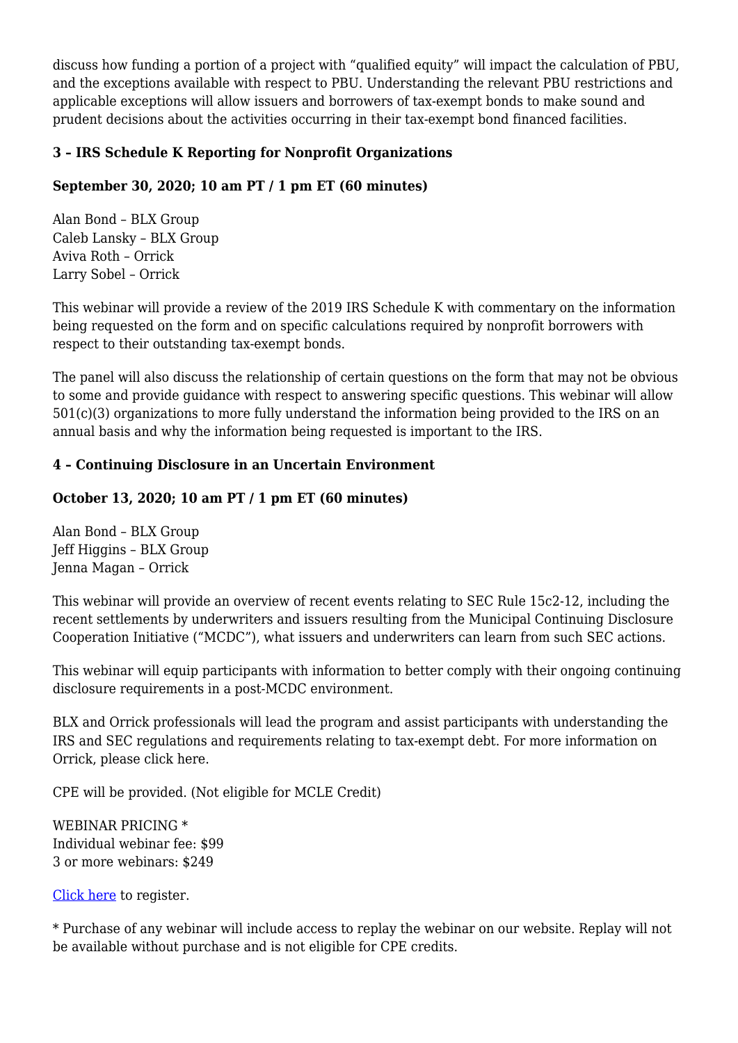discuss how funding a portion of a project with "qualified equity" will impact the calculation of PBU, and the exceptions available with respect to PBU. Understanding the relevant PBU restrictions and applicable exceptions will allow issuers and borrowers of tax-exempt bonds to make sound and prudent decisions about the activities occurring in their tax-exempt bond financed facilities.

**3 – IRS Schedule K Reporting for Nonprofit Organizations**

**September 30, 2020; 10 am PT / 1 pm ET (60 minutes)**

Alan Bond – BLX Group
Caleb Lansky – BLX Group
Aviva Roth – Orrick
Larry Sobel – Orrick

This webinar will provide a review of the 2019 IRS Schedule K with commentary on the information being requested on the form and on specific calculations required by nonprofit borrowers with respect to their outstanding tax-exempt bonds.

The panel will also discuss the relationship of certain questions on the form that may not be obvious to some and provide guidance with respect to answering specific questions. This webinar will allow 501(c)(3) organizations to more fully understand the information being provided to the IRS on an annual basis and why the information being requested is important to the IRS.

**4 – Continuing Disclosure in an Uncertain Environment**

**October 13, 2020; 10 am PT / 1 pm ET (60 minutes)**

Alan Bond – BLX Group
Jeff Higgins – BLX Group
Jenna Magan – Orrick

This webinar will provide an overview of recent events relating to SEC Rule 15c2-12, including the recent settlements by underwriters and issuers resulting from the Municipal Continuing Disclosure Cooperation Initiative ("MCDC"), what issuers and underwriters can learn from such SEC actions.

This webinar will equip participants with information to better comply with their ongoing continuing disclosure requirements in a post-MCDC environment.

BLX and Orrick professionals will lead the program and assist participants with understanding the IRS and SEC regulations and requirements relating to tax-exempt debt. For more information on Orrick, please click here.

CPE will be provided. (Not eligible for MCLE Credit)

WEBINAR PRICING *
Individual webinar fee: $99
3 or more webinars: $249

Click here to register.

* Purchase of any webinar will include access to replay the webinar on our website. Replay will not be available without purchase and is not eligible for CPE credits.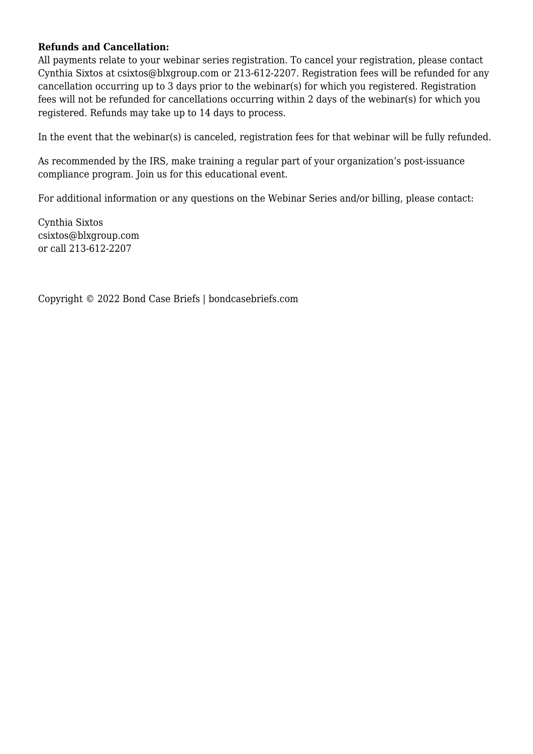**Refunds and Cancellation:**
All payments relate to your webinar series registration. To cancel your registration, please contact Cynthia Sixtos at csixtos@blxgroup.com or 213-612-2207. Registration fees will be refunded for any cancellation occurring up to 3 days prior to the webinar(s) for which you registered. Registration fees will not be refunded for cancellations occurring within 2 days of the webinar(s) for which you registered. Refunds may take up to 14 days to process.

In the event that the webinar(s) is canceled, registration fees for that webinar will be fully refunded.

As recommended by the IRS, make training a regular part of your organization's post-issuance compliance program. Join us for this educational event.

For additional information or any questions on the Webinar Series and/or billing, please contact:

Cynthia Sixtos
csixtos@blxgroup.com
or call 213-612-2207

Copyright © 2022 Bond Case Briefs | bondcasebriefs.com